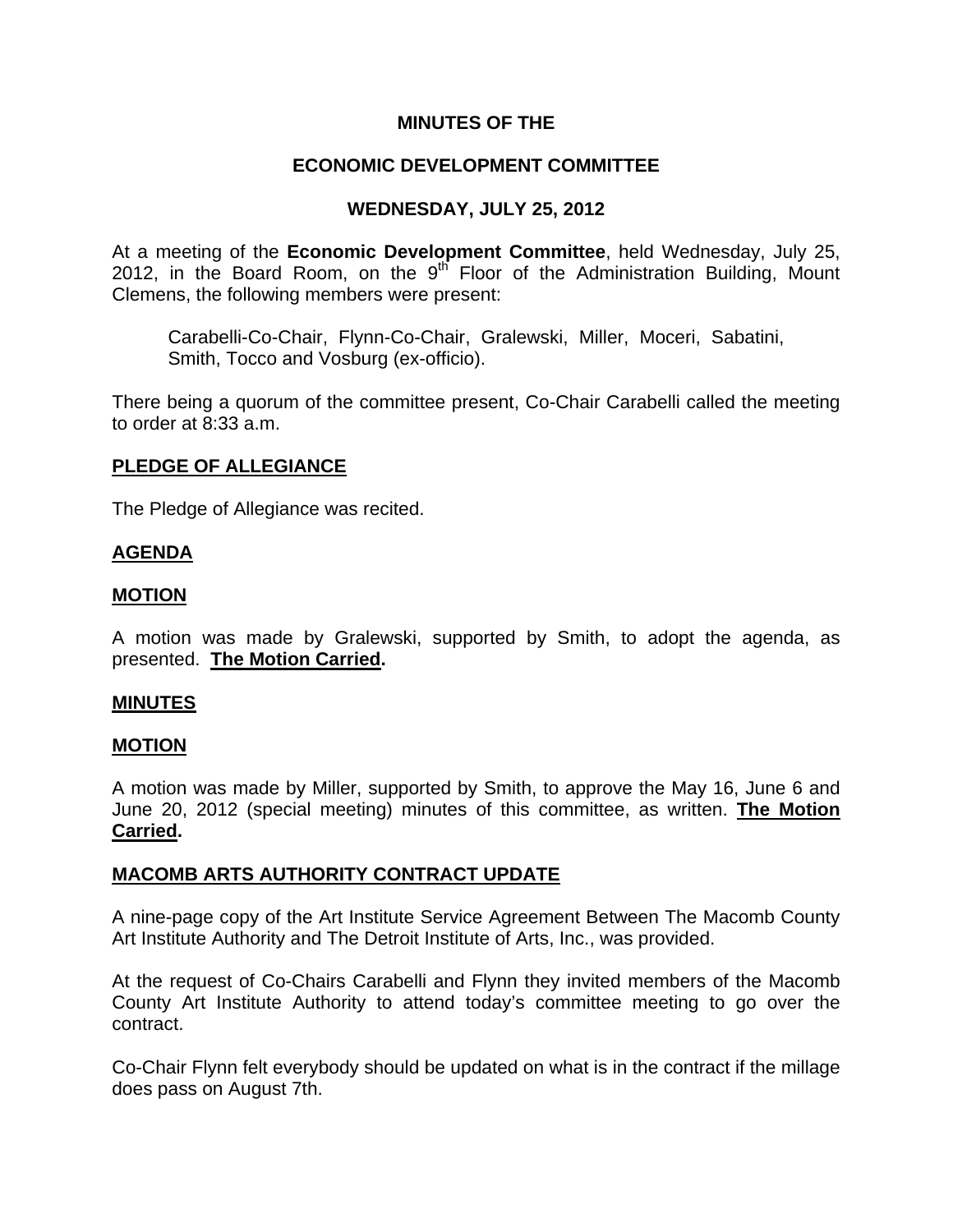**MINUTES OF THE**

**ECONOMIC DEVELOPMENT COMMITTEE**

**WEDNESDAY, JULY 25, 2012**

At a meeting of the **Economic Development Committee**, held Wednesday, July 25, 2012, in the Board Room, on the 9th Floor of the Administration Building, Mount Clemens, the following members were present:

> Carabelli-Co-Chair, Flynn-Co-Chair, Gralewski, Miller, Moceri, Sabatini, Smith, Tocco and Vosburg (ex-officio).

There being a quorum of the committee present, Co-Chair Carabelli called the meeting to order at 8:33 a.m.

**PLEDGE OF ALLEGIANCE**

The Pledge of Allegiance was recited.

**AGENDA**

**MOTION**

A motion was made by Gralewski, supported by Smith, to adopt the agenda, as presented. **The Motion Carried.**

**MINUTES**

**MOTION**

A motion was made by Miller, supported by Smith, to approve the May 16, June 6 and June 20, 2012 (special meeting) minutes of this committee, as written. **The Motion Carried.**

**MACOMB ARTS AUTHORITY CONTRACT UPDATE**

A nine-page copy of the Art Institute Service Agreement Between The Macomb County Art Institute Authority and The Detroit Institute of Arts, Inc., was provided.

At the request of Co-Chairs Carabelli and Flynn they invited members of the Macomb County Art Institute Authority to attend today's committee meeting to go over the contract.

Co-Chair Flynn felt everybody should be updated on what is in the contract if the millage does pass on August 7th.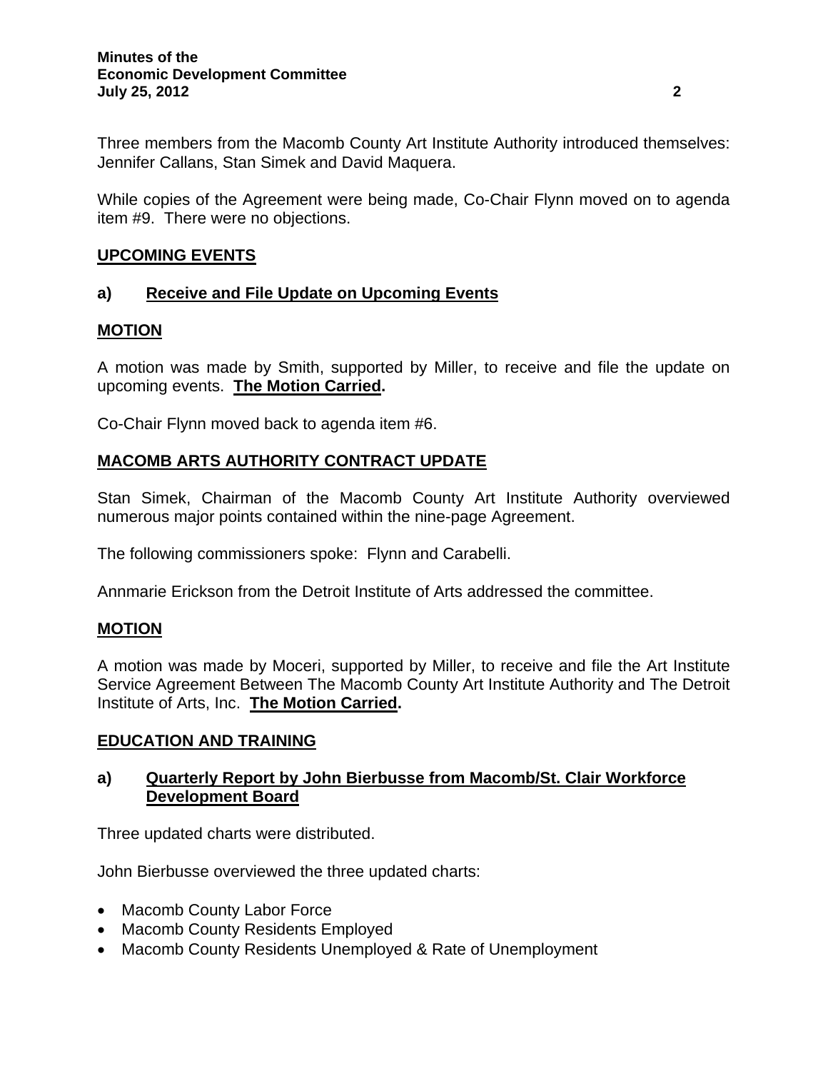Three members from the Macomb County Art Institute Authority introduced themselves: Jennifer Callans, Stan Simek and David Maquera.

While copies of the Agreement were being made, Co-Chair Flynn moved on to agenda item #9. There were no objections.

## UPCOMING EVENTS

### a) Receive and File Update on Upcoming Events

## MOTION

A motion was made by Smith, supported by Miller, to receive and file the update on upcoming events. **The Motion Carried.**

Co-Chair Flynn moved back to agenda item #6.

## MACOMB ARTS AUTHORITY CONTRACT UPDATE

Stan Simek, Chairman of the Macomb County Art Institute Authority overviewed numerous major points contained within the nine-page Agreement.

The following commissioners spoke: Flynn and Carabelli.

Annmarie Erickson from the Detroit Institute of Arts addressed the committee.

## MOTION

A motion was made by Moceri, supported by Miller, to receive and file the Art Institute Service Agreement Between The Macomb County Art Institute Authority and The Detroit Institute of Arts, Inc. **The Motion Carried.**

## EDUCATION AND TRAINING

### a) Quarterly Report by John Bierbusse from Macomb/St. Clair Workforce Development Board

Three updated charts were distributed.

John Bierbusse overviewed the three updated charts:

- Macomb County Labor Force
- Macomb County Residents Employed
- Macomb County Residents Unemployed & Rate of Unemployment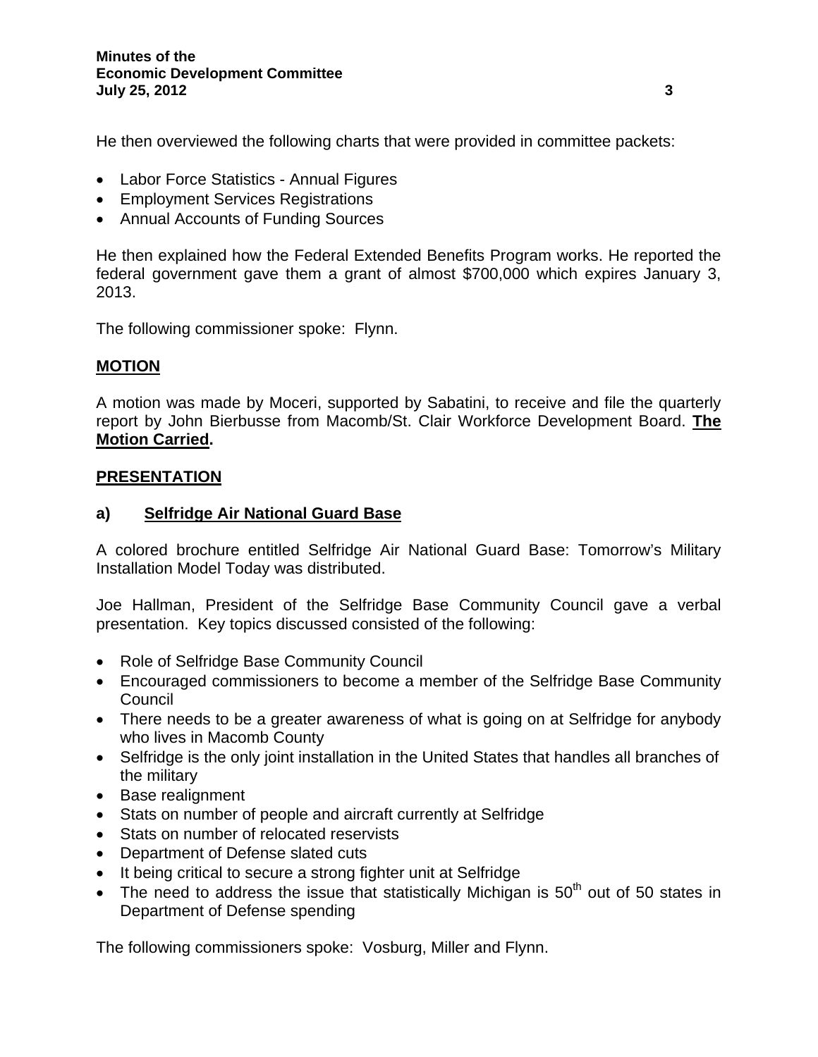He then overviewed the following charts that were provided in committee packets:

- Labor Force Statistics - Annual Figures
- Employment Services Registrations
- Annual Accounts of Funding Sources

He then explained how the Federal Extended Benefits Program works. He reported the federal government gave them a grant of almost $700,000 which expires January 3, 2013.

The following commissioner spoke: Flynn.

**MOTION**

A motion was made by Moceri, supported by Sabatini, to receive and file the quarterly report by John Bierbusse from Macomb/St. Clair Workforce Development Board. **The Motion Carried.**

**PRESENTATION**

**a) Selfridge Air National Guard Base**

A colored brochure entitled Selfridge Air National Guard Base: Tomorrow's Military Installation Model Today was distributed.

Joe Hallman, President of the Selfridge Base Community Council gave a verbal presentation. Key topics discussed consisted of the following:

- Role of Selfridge Base Community Council
- Encouraged commissioners to become a member of the Selfridge Base Community Council
- There needs to be a greater awareness of what is going on at Selfridge for anybody who lives in Macomb County
- Selfridge is the only joint installation in the United States that handles all branches of the military
- Base realignment
- Stats on number of people and aircraft currently at Selfridge
- Stats on number of relocated reservists
- Department of Defense slated cuts
- It being critical to secure a strong fighter unit at Selfridge
- The need to address the issue that statistically Michigan is 50th out of 50 states in Department of Defense spending

The following commissioners spoke: Vosburg, Miller and Flynn.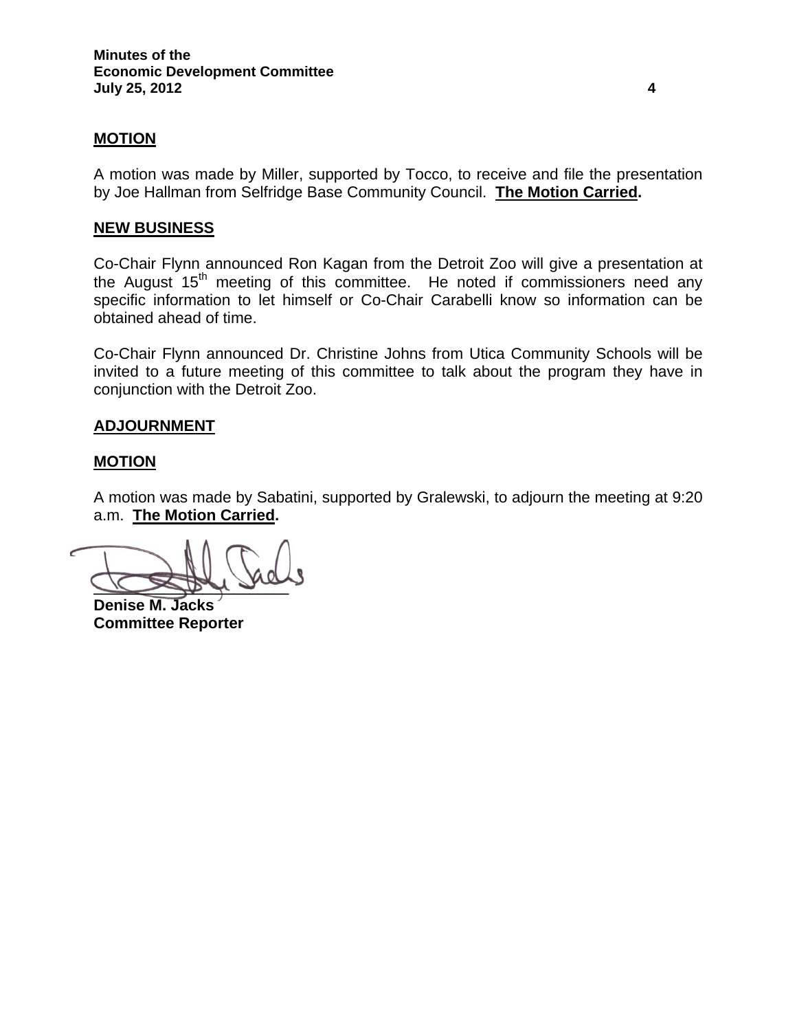**MOTION**

A motion was made by Miller, supported by Tocco, to receive and file the presentation by Joe Hallman from Selfridge Base Community Council. **The Motion Carried.**

**NEW BUSINESS**

Co-Chair Flynn announced Ron Kagan from the Detroit Zoo will give a presentation at the August 15th meeting of this committee. He noted if commissioners need any specific information to let himself or Co-Chair Carabelli know so information can be obtained ahead of time.

Co-Chair Flynn announced Dr. Christine Johns from Utica Community Schools will be invited to a future meeting of this committee to talk about the program they have in conjunction with the Detroit Zoo.

**ADJOURNMENT**

**MOTION**

A motion was made by Sabatini, supported by Gralewski, to adjourn the meeting at 9:20 a.m. **The Motion Carried.**

**Denise M. Jacks**
**Committee Reporter**